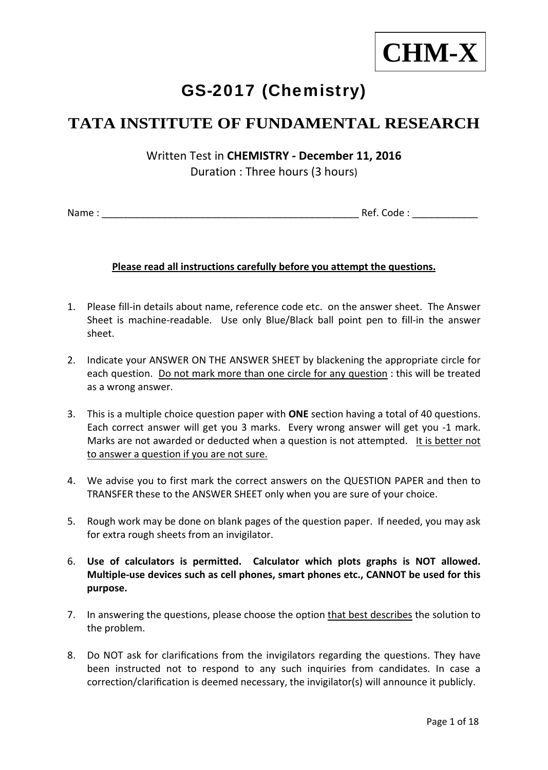**CHM-X**

# GS-2017 (Chemistry)

## TATA INSTITUTE OF FUNDAMENTAL RESEARCH

Written Test in **CHEMISTRY - December 11, 2016**
Duration : Three hours (3 hours)

Name : ________________________________________________ Ref. Code : ____________

**Please read all instructions carefully before you attempt the questions.**

1. Please fill-in details about name, reference code etc. on the answer sheet. The Answer Sheet is machine-readable. Use only Blue/Black ball point pen to fill-in the answer sheet.

2. Indicate your ANSWER ON THE ANSWER SHEET by blackening the appropriate circle for each question. Do not mark more than one circle for any question : this will be treated as a wrong answer.

3. This is a multiple choice question paper with **ONE** section having a total of 40 questions. Each correct answer will get you 3 marks. Every wrong answer will get you -1 mark. Marks are not awarded or deducted when a question is not attempted. It is better not to answer a question if you are not sure.

4. We advise you to first mark the correct answers on the QUESTION PAPER and then to TRANSFER these to the ANSWER SHEET only when you are sure of your choice.

5. Rough work may be done on blank pages of the question paper. If needed, you may ask for extra rough sheets from an invigilator.

6. **Use of calculators is permitted. Calculator which plots graphs is NOT allowed. Multiple-use devices such as cell phones, smart phones etc., CANNOT be used for this purpose.**

7. In answering the questions, please choose the option that best describes the solution to the problem.

8. Do NOT ask for clarifications from the invigilators regarding the questions. They have been instructed not to respond to any such inquiries from candidates. In case a correction/clarification is deemed necessary, the invigilator(s) will announce it publicly.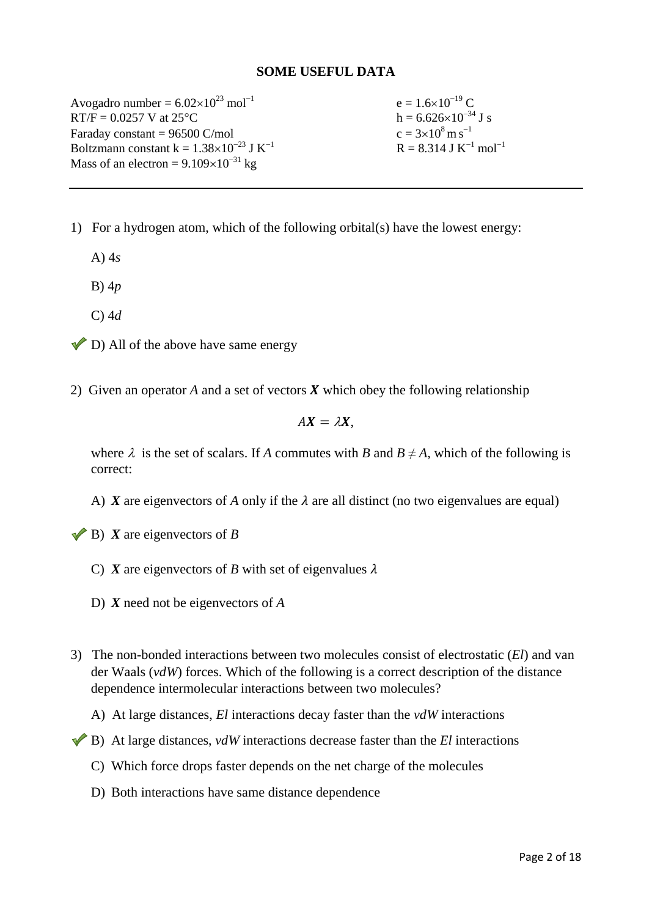## SOME USEFUL DATA

Avogadro number = $6.02\times10^{23}$ mol$^{-1}$
RT/F = 0.0257 V at 25°C
Faraday constant = 96500 C/mol
Boltzmann constant k = $1.38\times10^{-23}$ J K$^{-1}$
Mass of an electron = $9.109\times10^{-31}$ kg

e = $1.6\times10^{-19}$ C
h = $6.626\times10^{-34}$ J s
c = $3\times10^{8}$ m s$^{-1}$
R = 8.314 J K$^{-1}$ mol$^{-1}$

---

1) For a hydrogen atom, which of the following orbital(s) have the lowest energy:

A) 4*s*

B) 4*p*

C) 4*d*

✔ D) All of the above have same energy

2) Given an operator *A* and a set of vectors ***X*** which obey the following relationship

$$A\boldsymbol{X} = \lambda\boldsymbol{X},$$

where $\lambda$ is the set of scalars. If *A* commutes with *B* and $B \neq A$, which of the following is correct:

A) ***X*** are eigenvectors of *A* only if the $\lambda$ are all distinct (no two eigenvalues are equal)

✔ B) ***X*** are eigenvectors of *B*

C) ***X*** are eigenvectors of *B* with set of eigenvalues $\lambda$

D) ***X*** need not be eigenvectors of *A*

3) The non-bonded interactions between two molecules consist of electrostatic (*El*) and van der Waals (*vdW*) forces. Which of the following is a correct description of the distance dependence intermolecular interactions between two molecules?

A) At large distances, *El* interactions decay faster than the *vdW* interactions

✔ B) At large distances, *vdW* interactions decrease faster than the *El* interactions

C) Which force drops faster depends on the net charge of the molecules

D) Both interactions have same distance dependence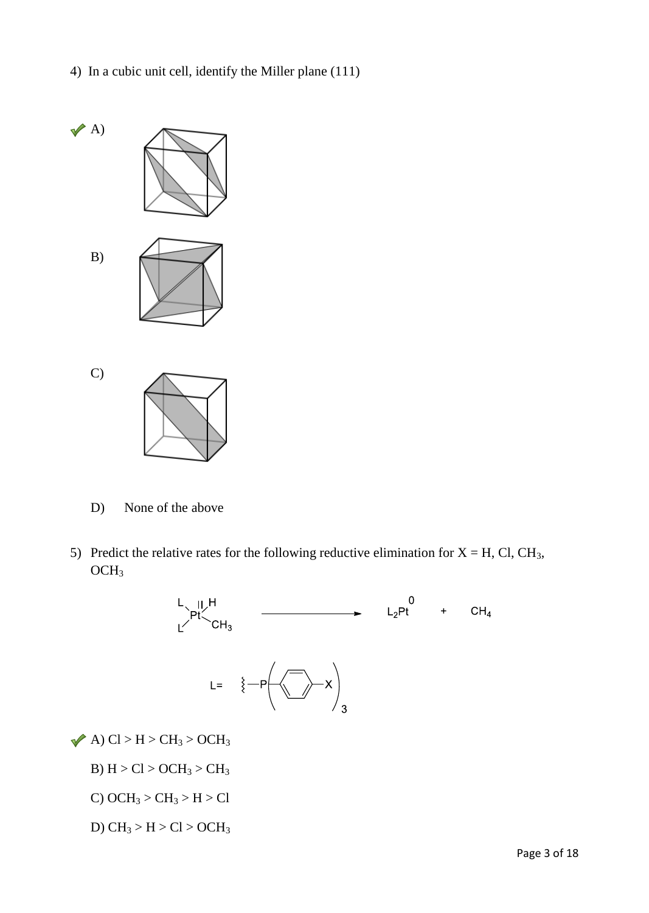4) In a cubic unit cell, identify the Miller plane (111)

✔ A)

B)

C)

D) None of the above

5) Predict the relative rates for the following reductive elimination for X = H, Cl, $CH_3$, $OCH_3$

$L_2Pt(H)(CH_3) \longrightarrow L_2Pt^0 + CH_4$

L = $-P(C_6H_4\text{-}X)_3$

✔ A) Cl > H > $CH_3$ > $OCH_3$

B) H > Cl > $OCH_3$ > $CH_3$

C) $OCH_3$ > $CH_3$ > H > Cl

D) $CH_3$ > H > Cl > $OCH_3$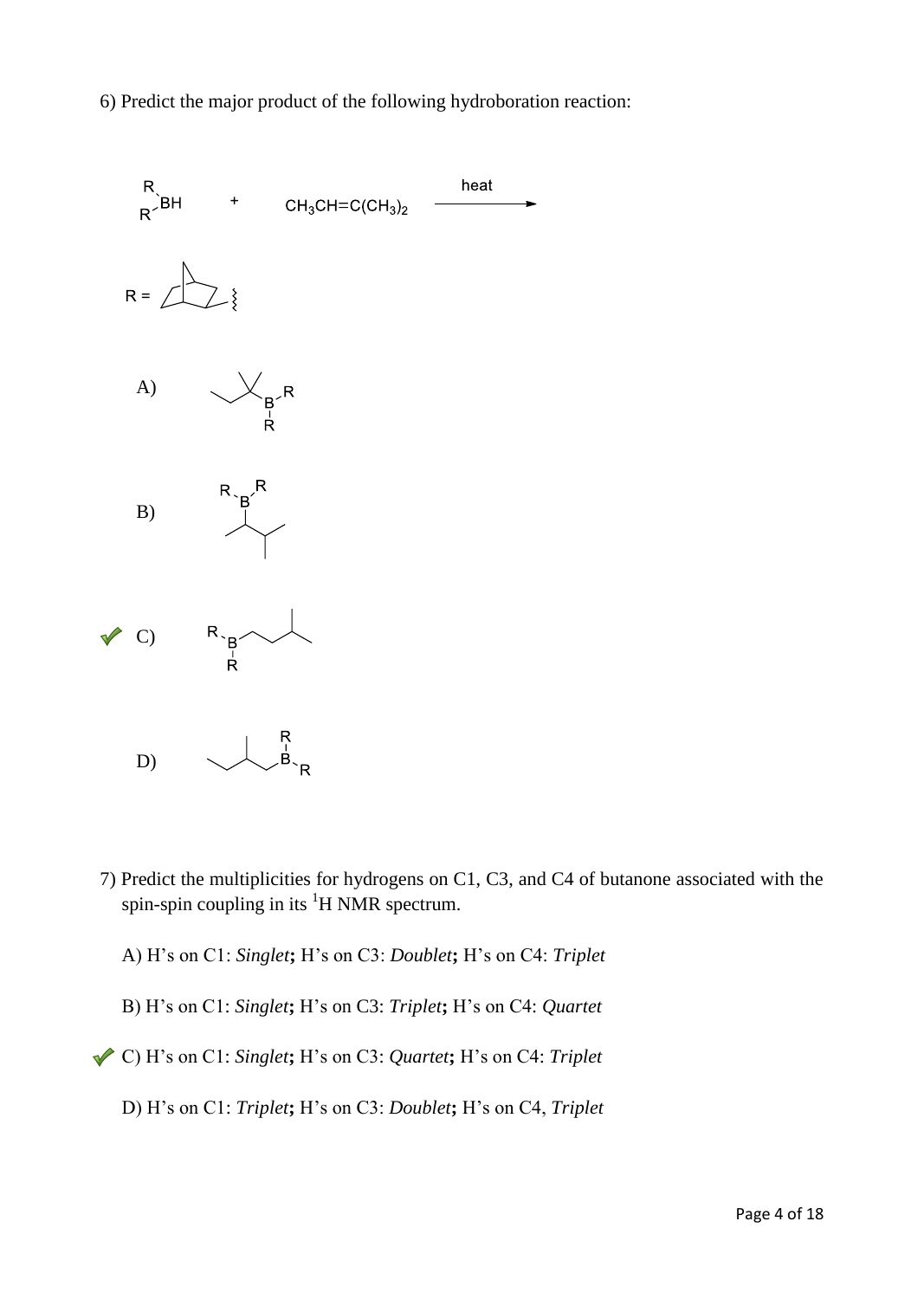6) Predict the major product of the following hydroboration reaction:

$R_2BH$ + $CH_3CH{=}C(CH_3)_2$ $\xrightarrow{\text{heat}}$

R =

A)

B)

✓ C)

D)

7) Predict the multiplicities for hydrogens on C1, C3, and C4 of butanone associated with the spin-spin coupling in its $^1$H NMR spectrum.

A) H's on C1: *Singlet*; H's on C3: *Doublet*; H's on C4: *Triplet*

B) H's on C1: *Singlet*; H's on C3: *Triplet*; H's on C4: *Quartet*

✓ C) H's on C1: *Singlet*; H's on C3: *Quartet*; H's on C4: *Triplet*

D) H's on C1: *Triplet*; H's on C3: *Doublet*; H's on C4, *Triplet*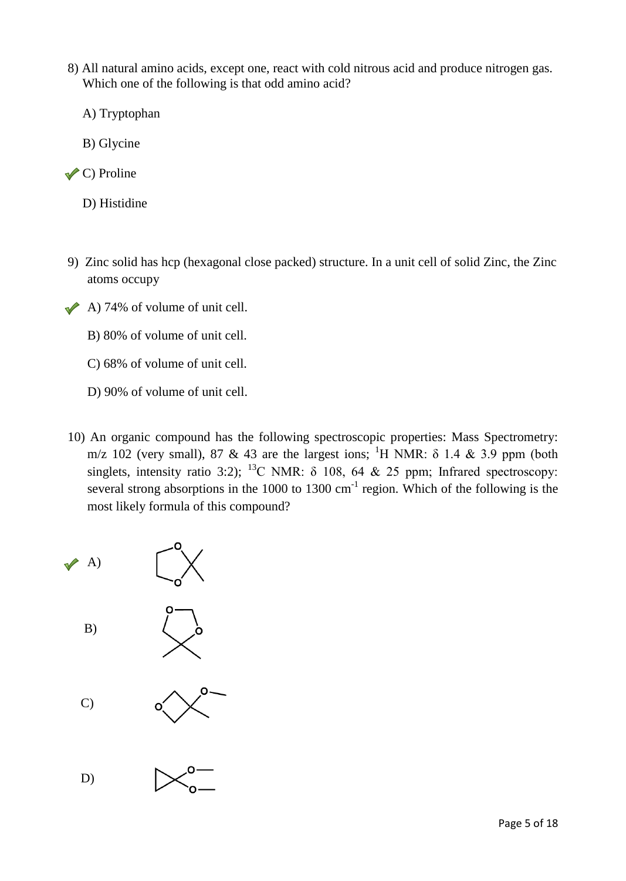8) All natural amino acids, except one, react with cold nitrous acid and produce nitrogen gas. Which one of the following is that odd amino acid?

A) Tryptophan

B) Glycine

✔ C) Proline

D) Histidine

9) Zinc solid has hcp (hexagonal close packed) structure. In a unit cell of solid Zinc, the Zinc atoms occupy

✔ A) 74% of volume of unit cell.

B) 80% of volume of unit cell.

C) 68% of volume of unit cell.

D) 90% of volume of unit cell.

10) An organic compound has the following spectroscopic properties: Mass Spectrometry: m/z 102 (very small), 87 & 43 are the largest ions; $^{1}$H NMR: $\delta$ 1.4 & 3.9 ppm (both singlets, intensity ratio 3:2); $^{13}$C NMR: $\delta$ 108, 64 & 25 ppm; Infrared spectroscopy: several strong absorptions in the 1000 to 1300 cm$^{-1}$ region. Which of the following is the most likely formula of this compound?

✔ A)

B)

C)

D)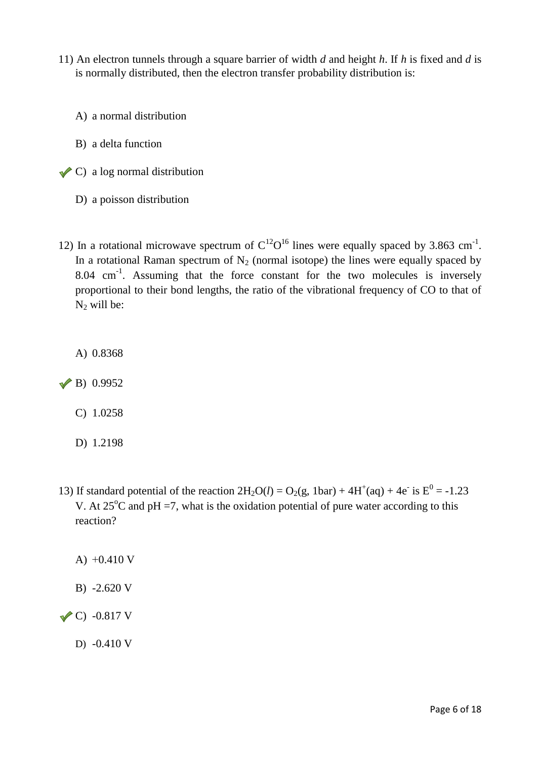11) An electron tunnels through a square barrier of width *d* and height *h*. If *h* is fixed and *d* is is normally distributed, then the electron transfer probability distribution is:

A) a normal distribution

B) a delta function

✔ C) a log normal distribution

D) a poisson distribution

12) In a rotational microwave spectrum of $C^{12}O^{16}$ lines were equally spaced by 3.863 $cm^{-1}$. In a rotational Raman spectrum of $N_2$ (normal isotope) the lines were equally spaced by 8.04 $cm^{-1}$. Assuming that the force constant for the two molecules is inversely proportional to their bond lengths, the ratio of the vibrational frequency of CO to that of $N_2$ will be:

A) 0.8368

✔ B) 0.9952

C) 1.0258

D) 1.2198

13) If standard potential of the reaction $2H_2O(l) = O_2(g, 1bar) + 4H^+(aq) + 4e^-$ is $E^0 = -1.23$ V. At $25^oC$ and pH =7, what is the oxidation potential of pure water according to this reaction?

A) +0.410 V

B) -2.620 V

✔ C) -0.817 V

D) -0.410 V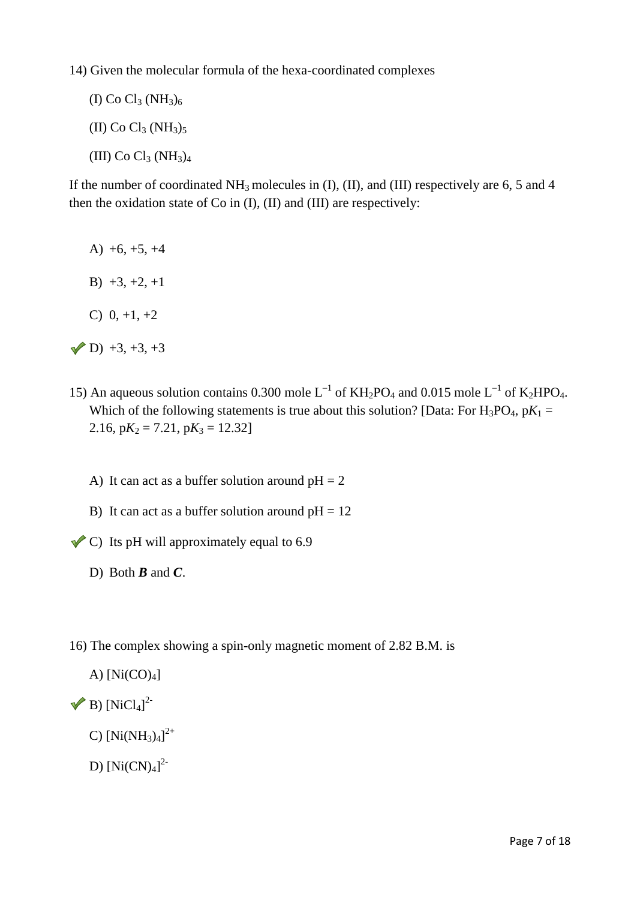14) Given the molecular formula of the hexa-coordinated complexes

(I) $Co\,Cl_3\,(NH_3)_6$

(II) $Co\,Cl_3\,(NH_3)_5$

(III) $Co\,Cl_3\,(NH_3)_4$

If the number of coordinated $NH_3$ molecules in (I), (II), and (III) respectively are 6, 5 and 4 then the oxidation state of Co in (I), (II) and (III) are respectively:

A) +6, +5, +4

B) +3, +2, +1

C) 0, +1, +2

✔ D) +3, +3, +3

15) An aqueous solution contains 0.300 mole $L^{-1}$ of $KH_2PO_4$ and 0.015 mole $L^{-1}$ of $K_2HPO_4$. Which of the following statements is true about this solution? [Data: For $H_3PO_4$, $pK_1$ = 2.16, $pK_2$ = 7.21, $pK_3$ = 12.32]

A) It can act as a buffer solution around pH = 2

B) It can act as a buffer solution around pH = 12

✔ C) Its pH will approximately equal to 6.9

D) Both ***B*** and ***C***.

16) The complex showing a spin-only magnetic moment of 2.82 B.M. is

A) $[Ni(CO)_4]$

✔ B) $[NiCl_4]^{2-}$

C) $[Ni(NH_3)_4]^{2+}$

D) $[Ni(CN)_4]^{2-}$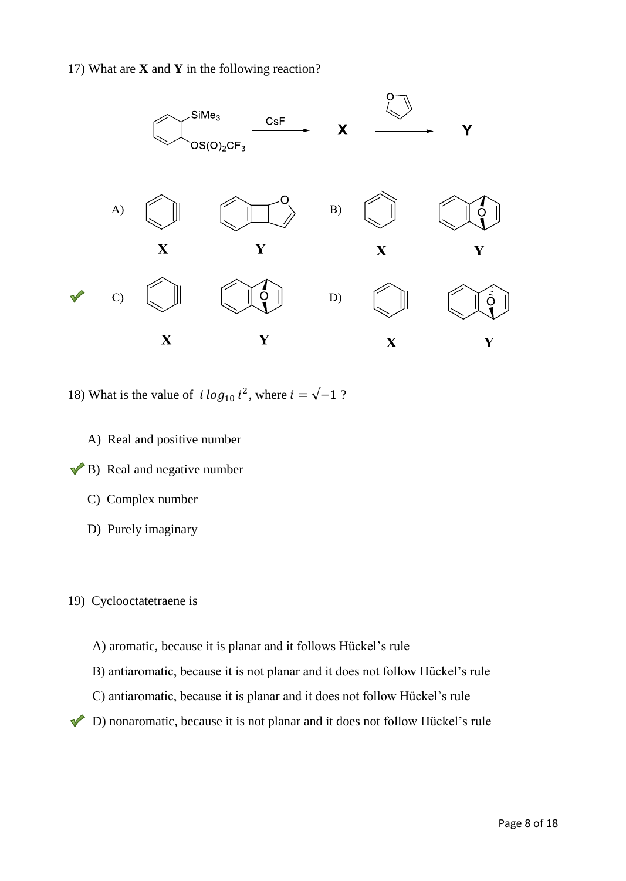17) What are **X** and **Y** in the following reaction?

$C_6H_4(SiMe_3)(OS(O)_2CF_3)$ $\xrightarrow{\text{CsF}}$ **X** $\xrightarrow{\text{furan}}$ **Y**

A) **X** **Y**

B) **X** **Y**

✔ C) **X** **Y**

D) **X** **Y**

18) What is the value of $i\,log_{10}\,i^2$, where $i = \sqrt{-1}$ ?

A) Real and positive number

✔ B) Real and negative number

C) Complex number

D) Purely imaginary

19) Cyclooctatetraene is

A) aromatic, because it is planar and it follows Hückel's rule

B) antiaromatic, because it is not planar and it does not follow Hückel's rule

C) antiaromatic, because it is planar and it does not follow Hückel's rule

✔ D) nonaromatic, because it is not planar and it does not follow Hückel's rule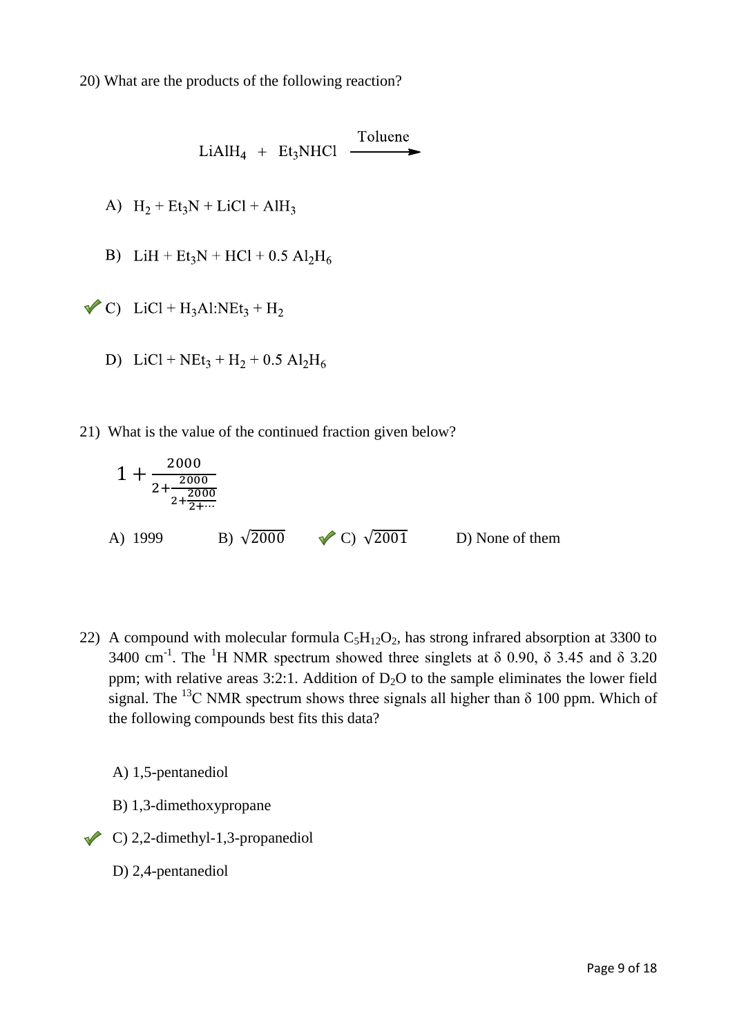20) What are the products of the following reaction?

$$LiAlH_4 + Et_3NHCl \xrightarrow{\text{Toluene}}$$

A) $H_2 + Et_3N + LiCl + AlH_3$

B) $LiH + Et_3N + HCl + 0.5\ Al_2H_6$

✔ C) $LiCl + H_3Al{:}NEt_3 + H_2$

D) $LiCl + NEt_3 + H_2 + 0.5\ Al_2H_6$

21) What is the value of the continued fraction given below?

$$1 + \cfrac{2000}{2 + \cfrac{2000}{2 + \cfrac{2000}{2 + \cdots}}}$$

A) 1999    B) $\sqrt{2000}$    ✔ C) $\sqrt{2001}$    D) None of them

22) A compound with molecular formula $C_5H_{12}O_2$, has strong infrared absorption at 3300 to 3400 $cm^{-1}$. The $^1H$ NMR spectrum showed three singlets at $\delta$ 0.90, $\delta$ 3.45 and $\delta$ 3.20 ppm; with relative areas 3:2:1. Addition of $D_2O$ to the sample eliminates the lower field signal. The $^{13}C$ NMR spectrum shows three signals all higher than $\delta$ 100 ppm. Which of the following compounds best fits this data?

A) 1,5-pentanediol

B) 1,3-dimethoxypropane

✔ C) 2,2-dimethyl-1,3-propanediol

D) 2,4-pentanediol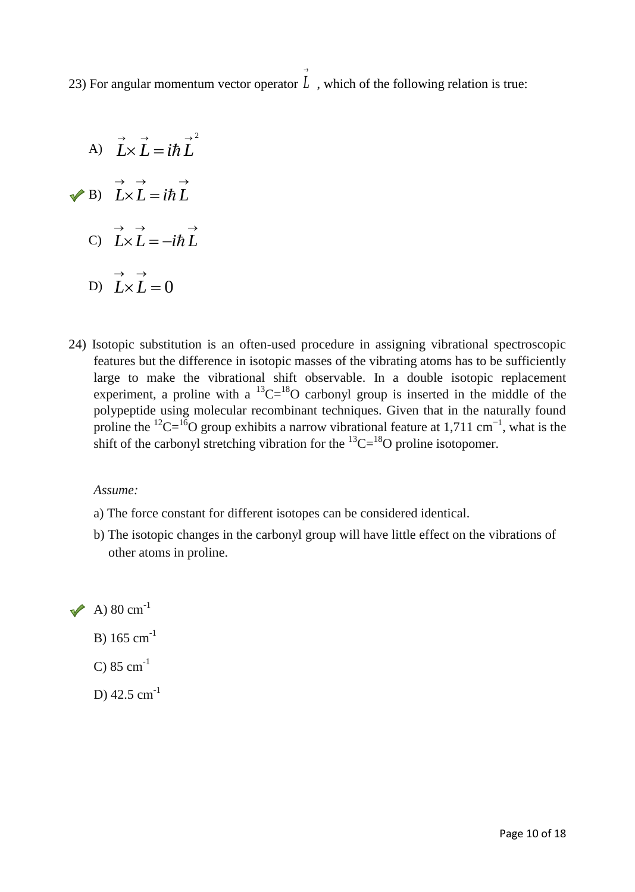23) For angular momentum vector operator $\vec{L}$ , which of the following relation is true:

A) $\vec{L}\times\vec{L}=i\hbar\vec{L}^2$

✓ B) $\vec{L}\times\vec{L}=i\hbar\vec{L}$

C) $\vec{L}\times\vec{L}=-i\hbar\vec{L}$

D) $\vec{L}\times\vec{L}=0$

24) Isotopic substitution is an often-used procedure in assigning vibrational spectroscopic features but the difference in isotopic masses of the vibrating atoms has to be sufficiently large to make the vibrational shift observable. In a double isotopic replacement experiment, a proline with a $^{13}C{=}^{18}O$ carbonyl group is inserted in the middle of the polypeptide using molecular recombinant techniques. Given that in the naturally found proline the $^{12}C{=}^{16}O$ group exhibits a narrow vibrational feature at 1,711 $cm^{-1}$, what is the shift of the carbonyl stretching vibration for the $^{13}C{=}^{18}O$ proline isotopomer.

*Assume:*

a) The force constant for different isotopes can be considered identical.

b) The isotopic changes in the carbonyl group will have little effect on the vibrations of other atoms in proline.

✓ A) 80 $cm^{-1}$

B) 165 $cm^{-1}$

C) 85 $cm^{-1}$

D) 42.5 $cm^{-1}$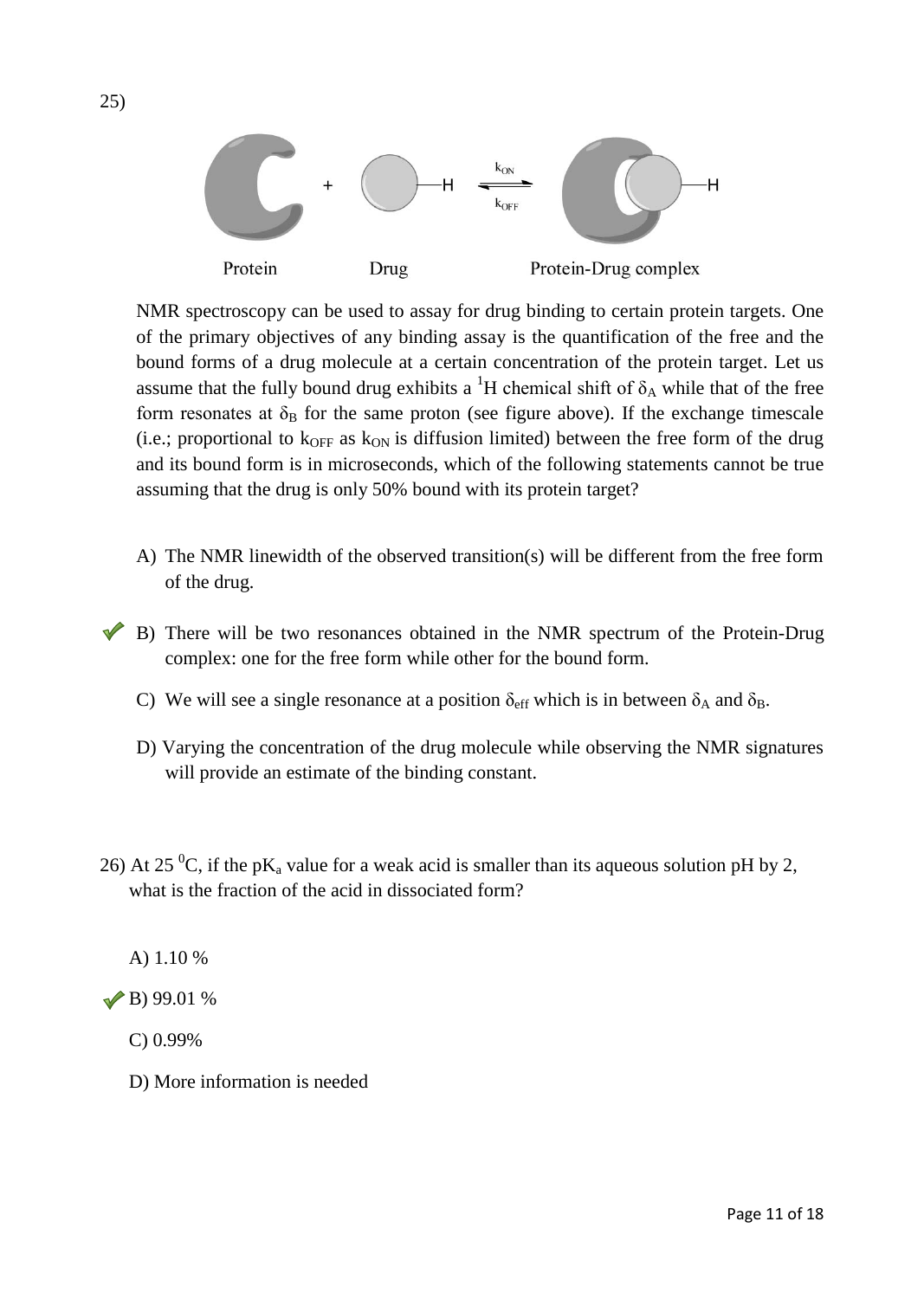25)

Protein + Drug $\underset{k_{OFF}}{\overset{k_{ON}}{\rightleftharpoons}}$ Protein-Drug complex

NMR spectroscopy can be used to assay for drug binding to certain protein targets. One of the primary objectives of any binding assay is the quantification of the free and the bound forms of a drug molecule at a certain concentration of the protein target. Let us assume that the fully bound drug exhibits a $^1$H chemical shift of $\delta_A$ while that of the free form resonates at $\delta_B$ for the same proton (see figure above). If the exchange timescale (i.e.; proportional to $k_{OFF}$ as $k_{ON}$ is diffusion limited) between the free form of the drug and its bound form is in microseconds, which of the following statements cannot be true assuming that the drug is only 50% bound with its protein target?

A) The NMR linewidth of the observed transition(s) will be different from the free form of the drug.

✓ B) There will be two resonances obtained in the NMR spectrum of the Protein-Drug complex: one for the free form while other for the bound form.

C) We will see a single resonance at a position $\delta_{eff}$ which is in between $\delta_A$ and $\delta_B$.

D) Varying the concentration of the drug molecule while observing the NMR signatures will provide an estimate of the binding constant.

26) At 25 $^0$C, if the p$K_a$ value for a weak acid is smaller than its aqueous solution pH by 2, what is the fraction of the acid in dissociated form?

A) 1.10 %

✓ B) 99.01 %

C) 0.99%

D) More information is needed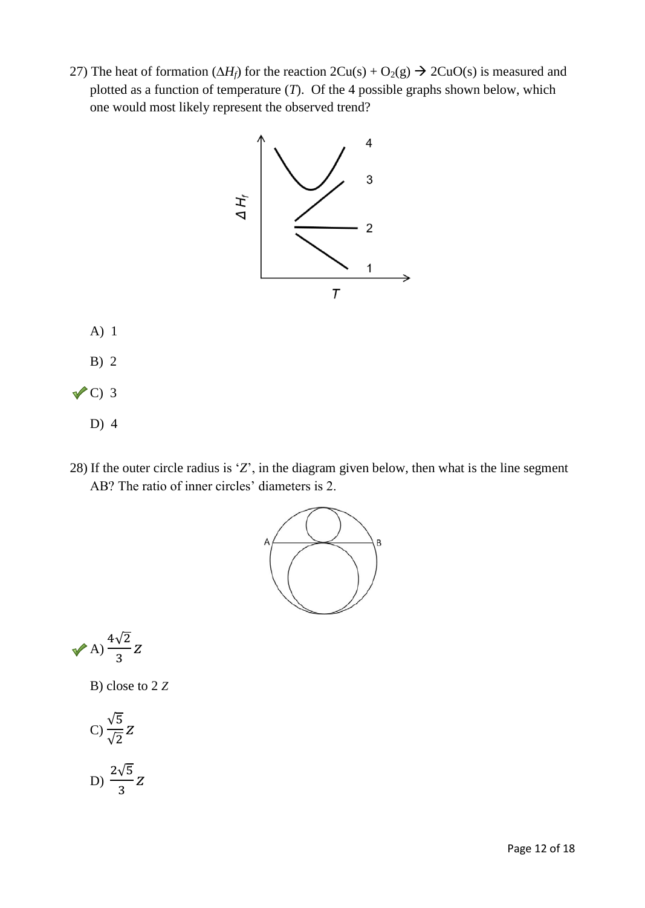27) The heat of formation ($\Delta H_f$) for the reaction $2Cu(s) + O_2(g) \rightarrow 2CuO(s)$ is measured and plotted as a function of temperature ($T$). Of the 4 possible graphs shown below, which one would most likely represent the observed trend?

A) 1

B) 2

✔ C) 3

D) 4

28) If the outer circle radius is '$Z$', in the diagram given below, then what is the line segment AB? The ratio of inner circles' diameters is 2.

✔ A) $\frac{4\sqrt{2}}{3}Z$

B) close to 2 $Z$

C) $\frac{\sqrt{5}}{\sqrt{2}}Z$

D) $\frac{2\sqrt{5}}{3}Z$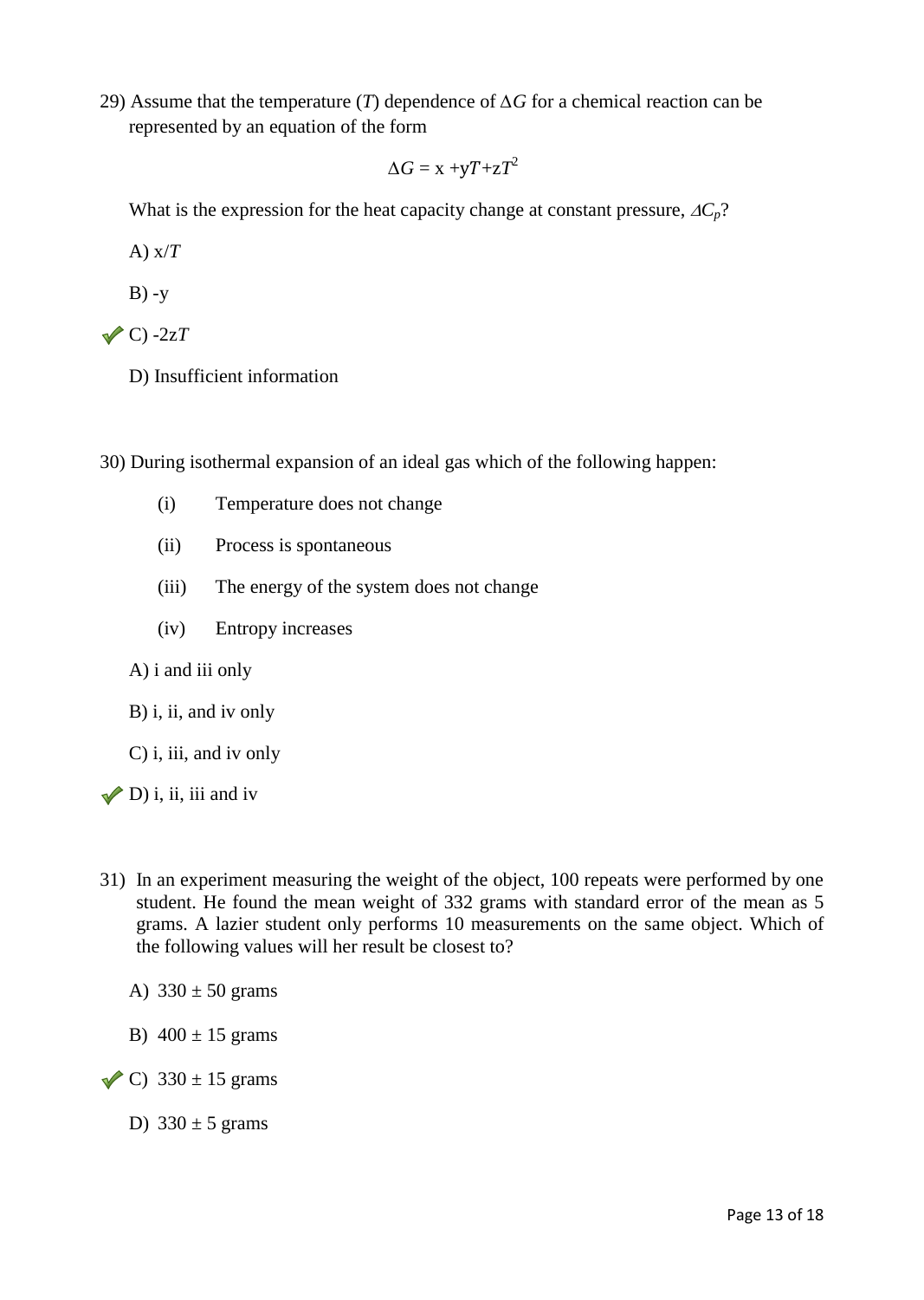29) Assume that the temperature ($T$) dependence of $\Delta G$ for a chemical reaction can be represented by an equation of the form

$$\Delta G = \mathrm{x} + \mathrm{y}T + \mathrm{z}T^2$$

What is the expression for the heat capacity change at constant pressure, $\Delta C_p$?

A) x/$T$

B) -y

✔ C) -2z$T$

D) Insufficient information

30) During isothermal expansion of an ideal gas which of the following happen:

- (i) Temperature does not change
- (ii) Process is spontaneous
- (iii) The energy of the system does not change
- (iv) Entropy increases

A) i and iii only

B) i, ii, and iv only

C) i, iii, and iv only

✔ D) i, ii, iii and iv

31) In an experiment measuring the weight of the object, 100 repeats were performed by one student. He found the mean weight of 332 grams with standard error of the mean as 5 grams. A lazier student only performs 10 measurements on the same object. Which of the following values will her result be closest to?

A) 330 ± 50 grams

B) 400 ± 15 grams

✔ C) 330 ± 15 grams

D) 330 ± 5 grams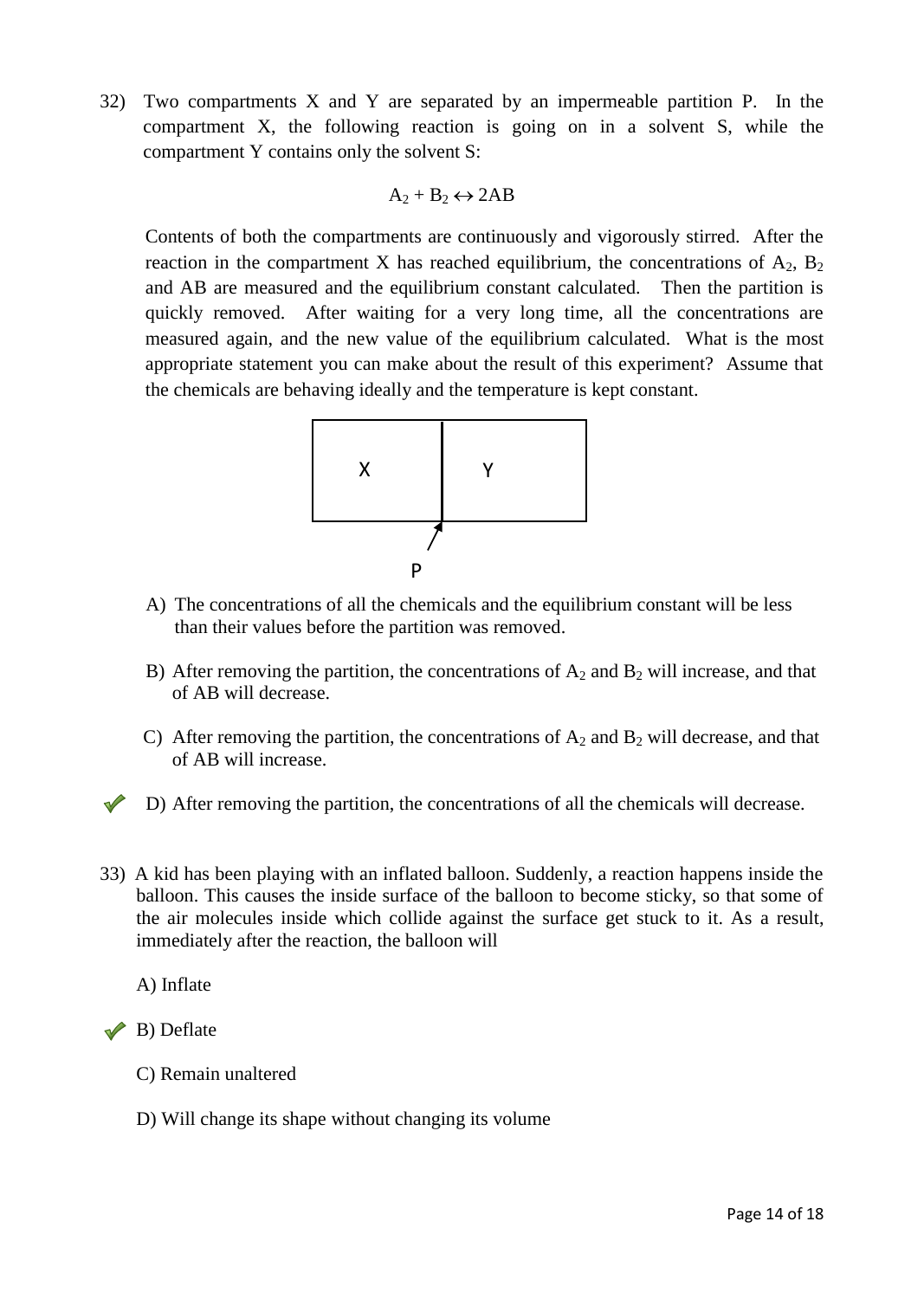32) Two compartments X and Y are separated by an impermeable partition P. In the compartment X, the following reaction is going on in a solvent S, while the compartment Y contains only the solvent S:

$$A_2 + B_2 \leftrightarrow 2AB$$

Contents of both the compartments are continuously and vigorously stirred. After the reaction in the compartment X has reached equilibrium, the concentrations of $A_2$, $B_2$ and AB are measured and the equilibrium constant calculated. Then the partition is quickly removed. After waiting for a very long time, all the concentrations are measured again, and the new value of the equilibrium calculated. What is the most appropriate statement you can make about the result of this experiment? Assume that the chemicals are behaving ideally and the temperature is kept constant.

X | Y

P

A) The concentrations of all the chemicals and the equilibrium constant will be less than their values before the partition was removed.

B) After removing the partition, the concentrations of $A_2$ and $B_2$ will increase, and that of AB will decrease.

C) After removing the partition, the concentrations of $A_2$ and $B_2$ will decrease, and that of AB will increase.

✓ D) After removing the partition, the concentrations of all the chemicals will decrease.

33) A kid has been playing with an inflated balloon. Suddenly, a reaction happens inside the balloon. This causes the inside surface of the balloon to become sticky, so that some of the air molecules inside which collide against the surface get stuck to it. As a result, immediately after the reaction, the balloon will

A) Inflate

✓ B) Deflate

C) Remain unaltered

D) Will change its shape without changing its volume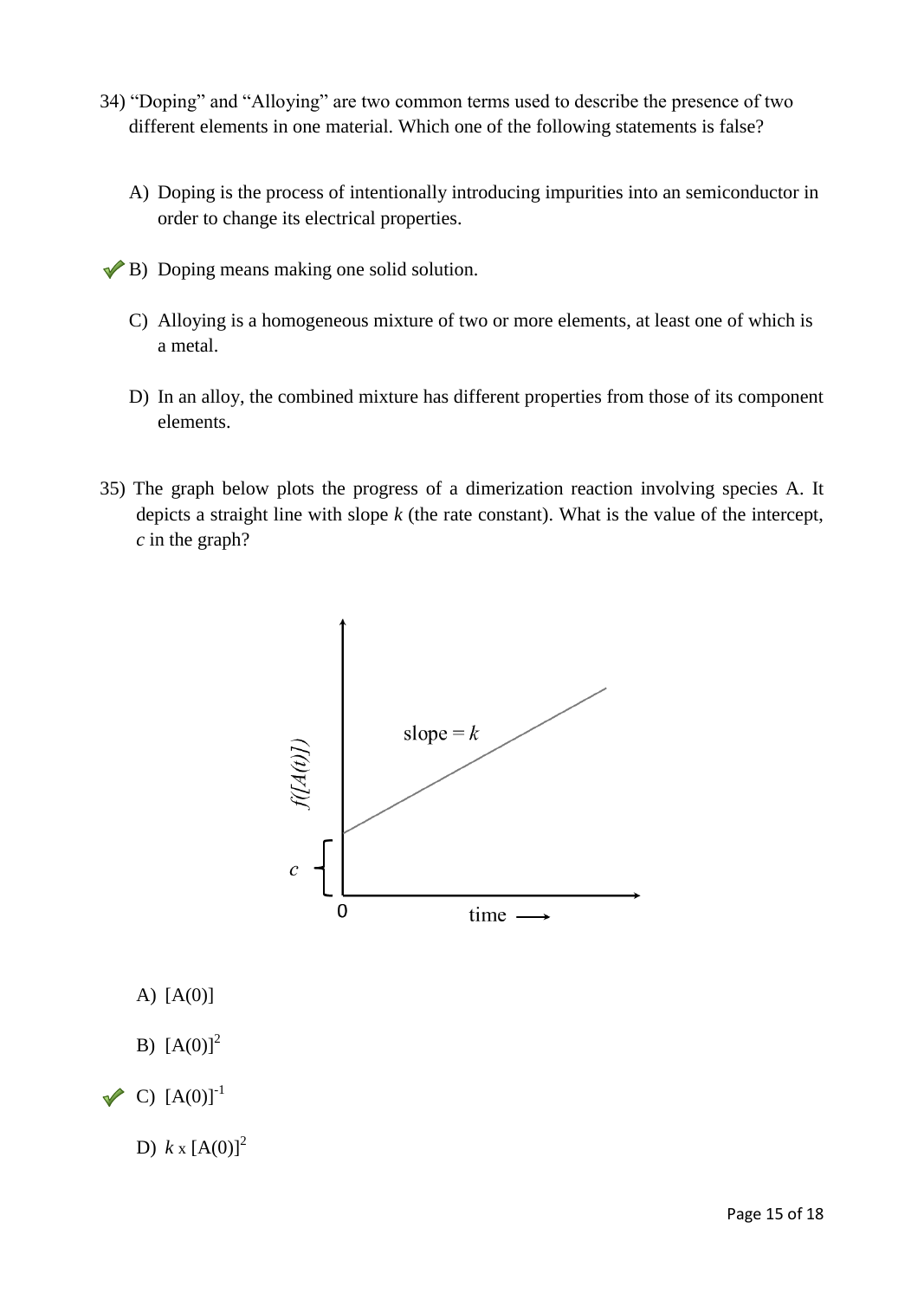34) "Doping" and "Alloying" are two common terms used to describe the presence of two different elements in one material. Which one of the following statements is false?

A) Doping is the process of intentionally introducing impurities into an semiconductor in order to change its electrical properties.

✔ B) Doping means making one solid solution.

C) Alloying is a homogeneous mixture of two or more elements, at least one of which is a metal.

D) In an alloy, the combined mixture has different properties from those of its component elements.

35) The graph below plots the progress of a dimerization reaction involving species A. It depicts a straight line with slope *k* (the rate constant). What is the value of the intercept, *c* in the graph?

A) [A(0)]

B) $[A(0)]^2$

✔ C) $[A(0)]^{-1}$

D) $k \times [A(0)]^2$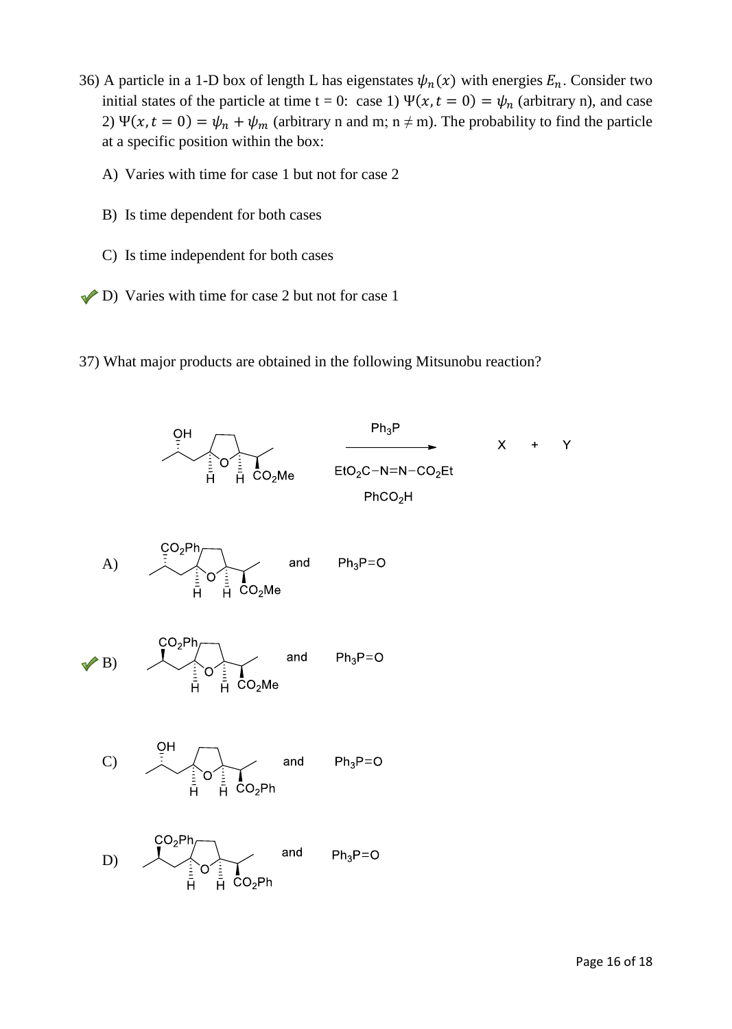36) A particle in a 1-D box of length L has eigenstates $\psi_n(x)$ with energies $E_n$. Consider two initial states of the particle at time t = 0: case 1) $\Psi(x, t = 0) = \psi_n$ (arbitrary n), and case 2) $\Psi(x, t = 0) = \psi_n + \psi_m$ (arbitrary n and m; n ≠ m). The probability to find the particle at a specific position within the box:

A) Varies with time for case 1 but not for case 2

B) Is time dependent for both cases

C) Is time independent for both cases

✔ D) Varies with time for case 2 but not for case 1

37) What major products are obtained in the following Mitsunobu reaction?

Reagents: $Ph_3P$, $EtO_2C{-}N{=}N{-}CO_2Et$, $PhCO_2H$ → X + Y

A) [structure with $CO_2Ph$ and $CO_2Me$] and $Ph_3P{=}O$

✔ B) [structure with $CO_2Ph$ (inverted) and $CO_2Me$] and $Ph_3P{=}O$

C) [structure with OH and $CO_2Ph$] and $Ph_3P{=}O$

D) [structure with $CO_2Ph$ and $CO_2Ph$] and $Ph_3P{=}O$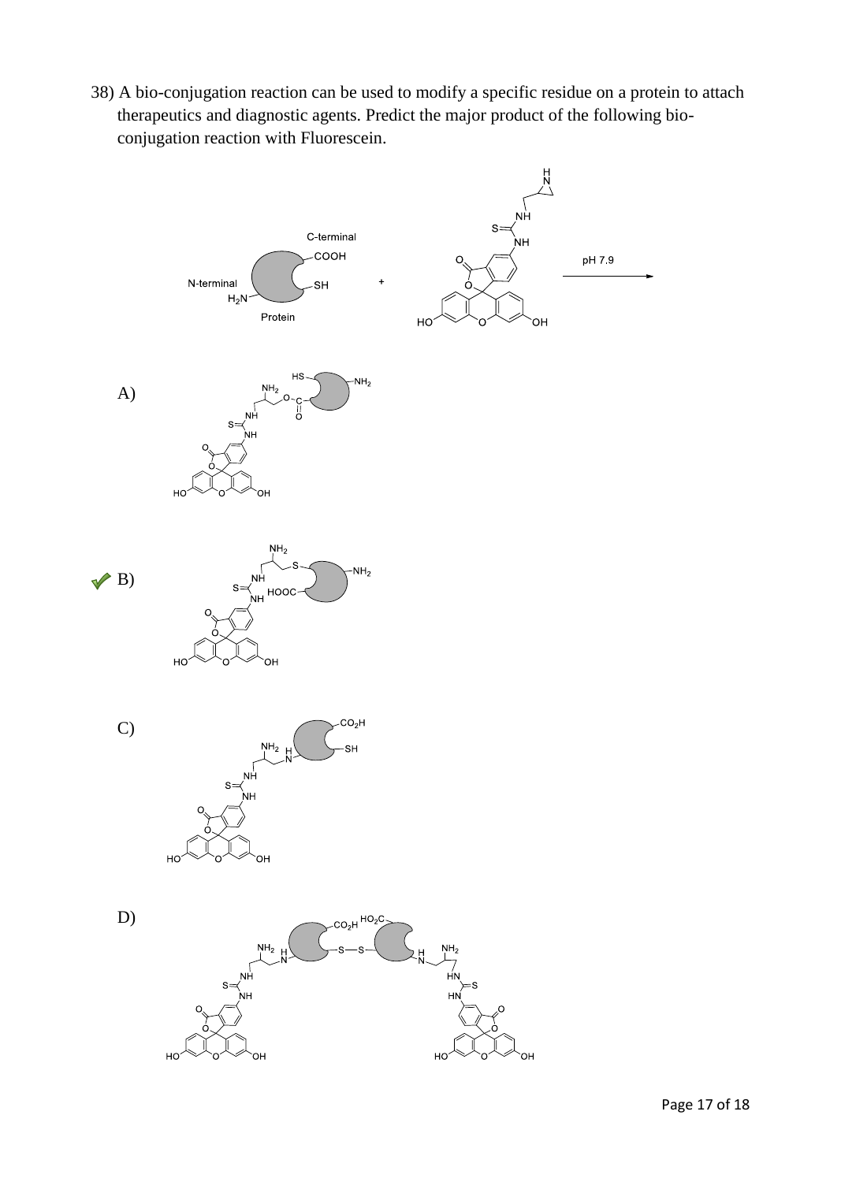38) A bio-conjugation reaction can be used to modify a specific residue on a protein to attach therapeutics and diagnostic agents. Predict the major product of the following bio-conjugation reaction with Fluorescein.

C-terminal

COOH

N-terminal

$H_2N$

SH

Protein

+

pH 7.9

A)

B) ✓

C)

D)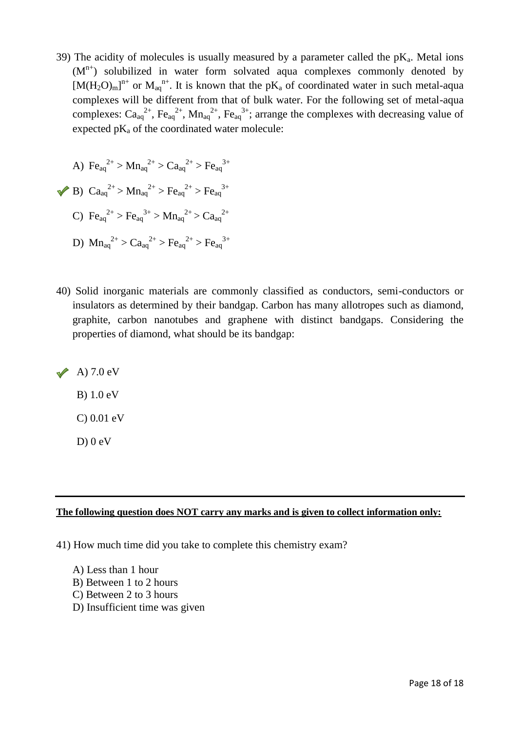39) The acidity of molecules is usually measured by a parameter called the $pK_a$. Metal ions ($M^{n+}$) solubilized in water form solvated aqua complexes commonly denoted by $[M(H_2O)_m]^{n+}$ or $M_{aq}^{n+}$. It is known that the $pK_a$ of coordinated water in such metal-aqua complexes will be different from that of bulk water. For the following set of metal-aqua complexes: $Ca_{aq}^{2+}$, $Fe_{aq}^{2+}$, $Mn_{aq}^{2+}$, $Fe_{aq}^{3+}$; arrange the complexes with decreasing value of expected $pK_a$ of the coordinated water molecule:

A) $Fe_{aq}^{2+} > Mn_{aq}^{2+} > Ca_{aq}^{2+} > Fe_{aq}^{3+}$

✔ B) $Ca_{aq}^{2+} > Mn_{aq}^{2+} > Fe_{aq}^{2+} > Fe_{aq}^{3+}$

C) $Fe_{aq}^{2+} > Fe_{aq}^{3+} > Mn_{aq}^{2+} > Ca_{aq}^{2+}$

D) $Mn_{aq}^{2+} > Ca_{aq}^{2+} > Fe_{aq}^{2+} > Fe_{aq}^{3+}$

40) Solid inorganic materials are commonly classified as conductors, semi-conductors or insulators as determined by their bandgap. Carbon has many allotropes such as diamond, graphite, carbon nanotubes and graphene with distinct bandgaps. Considering the properties of diamond, what should be its bandgap:

✔ A) 7.0 eV

B) 1.0 eV

C) 0.01 eV

D) 0 eV

---

**The following question does NOT carry any marks and is given to collect information only:**

41) How much time did you take to complete this chemistry exam?

A) Less than 1 hour
B) Between 1 to 2 hours
C) Between 2 to 3 hours
D) Insufficient time was given